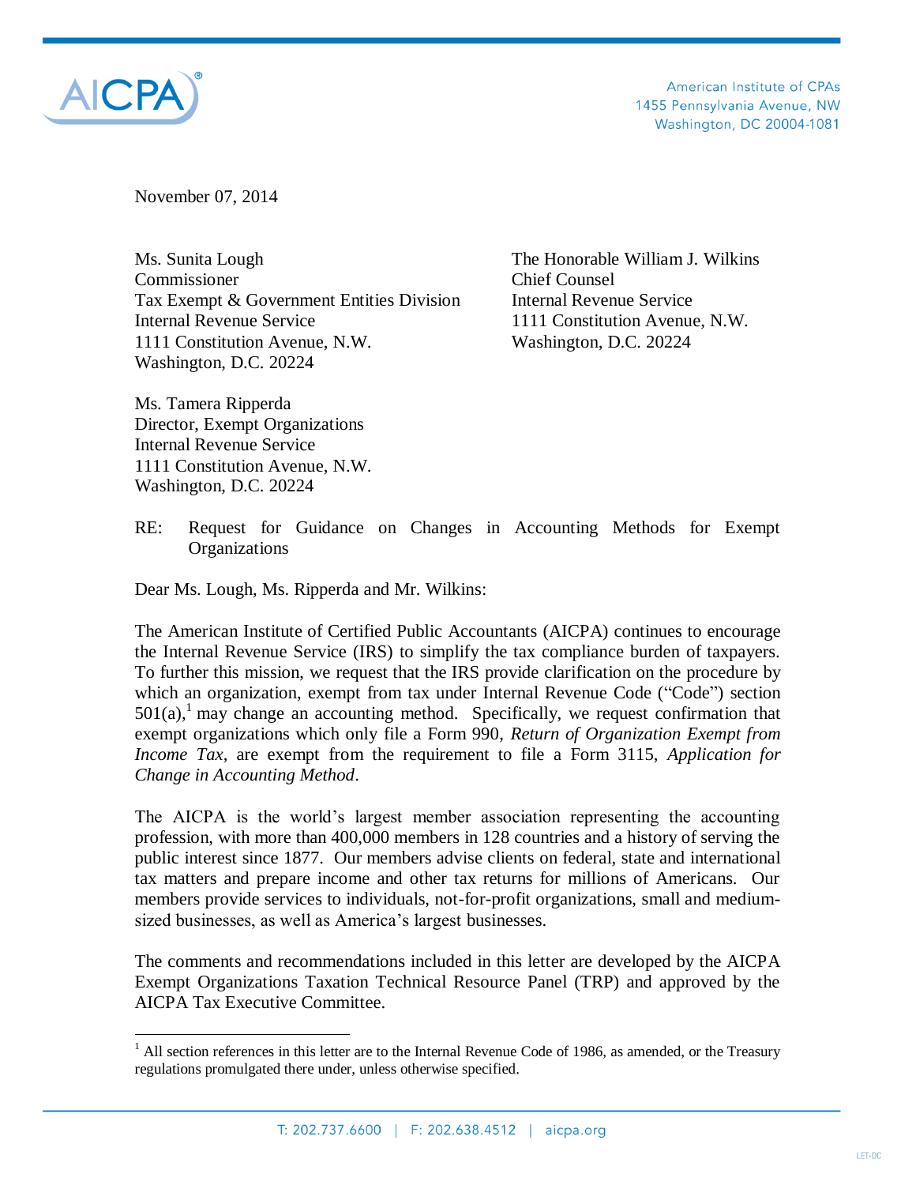American Institute of CPAs
1455 Pennsylvania Avenue, NW
Washington, DC 20004-1081

November 07, 2014

Ms. Sunita Lough
Commissioner
Tax Exempt & Government Entities Division
Internal Revenue Service
1111 Constitution Avenue, N.W.
Washington, D.C. 20224

The Honorable William J. Wilkins
Chief Counsel
Internal Revenue Service
1111 Constitution Avenue, N.W.
Washington, D.C. 20224

Ms. Tamera Ripperda
Director, Exempt Organizations
Internal Revenue Service
1111 Constitution Avenue, N.W.
Washington, D.C. 20224

RE: Request for Guidance on Changes in Accounting Methods for Exempt Organizations

Dear Ms. Lough, Ms. Ripperda and Mr. Wilkins:

The American Institute of Certified Public Accountants (AICPA) continues to encourage the Internal Revenue Service (IRS) to simplify the tax compliance burden of taxpayers. To further this mission, we request that the IRS provide clarification on the procedure by which an organization, exempt from tax under Internal Revenue Code ("Code") section 501(a),[1] may change an accounting method. Specifically, we request confirmation that exempt organizations which only file a Form 990, *Return of Organization Exempt from Income Tax*, are exempt from the requirement to file a Form 3115, *Application for Change in Accounting Method*.

The AICPA is the world's largest member association representing the accounting profession, with more than 400,000 members in 128 countries and a history of serving the public interest since 1877. Our members advise clients on federal, state and international tax matters and prepare income and other tax returns for millions of Americans. Our members provide services to individuals, not-for-profit organizations, small and medium-sized businesses, as well as America's largest businesses.

The comments and recommendations included in this letter are developed by the AICPA Exempt Organizations Taxation Technical Resource Panel (TRP) and approved by the AICPA Tax Executive Committee.

[1] All section references in this letter are to the Internal Revenue Code of 1986, as amended, or the Treasury regulations promulgated there under, unless otherwise specified.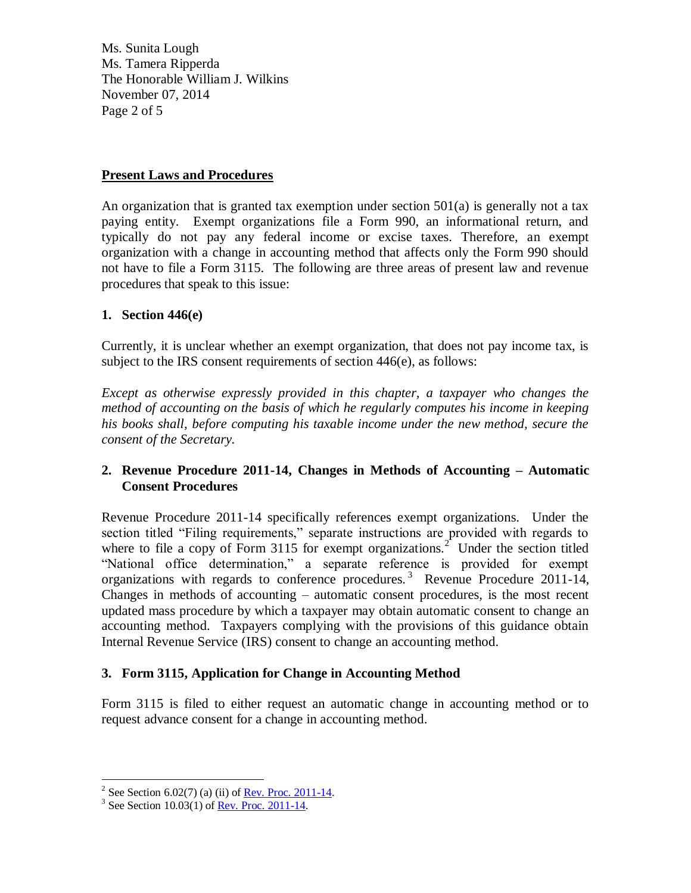## Present Laws and Procedures

An organization that is granted tax exemption under section 501(a) is generally not a tax paying entity. Exempt organizations file a Form 990, an informational return, and typically do not pay any federal income or excise taxes. Therefore, an exempt organization with a change in accounting method that affects only the Form 990 should not have to file a Form 3115. The following are three areas of present law and revenue procedures that speak to this issue:

### 1. Section 446(e)

Currently, it is unclear whether an exempt organization, that does not pay income tax, is subject to the IRS consent requirements of section 446(e), as follows:

*Except as otherwise expressly provided in this chapter, a taxpayer who changes the method of accounting on the basis of which he regularly computes his income in keeping his books shall, before computing his taxable income under the new method, secure the consent of the Secretary.*

### 2. Revenue Procedure 2011-14, Changes in Methods of Accounting – Automatic Consent Procedures

Revenue Procedure 2011-14 specifically references exempt organizations. Under the section titled "Filing requirements," separate instructions are provided with regards to where to file a copy of Form 3115 for exempt organizations.[2] Under the section titled "National office determination," a separate reference is provided for exempt organizations with regards to conference procedures.[3] Revenue Procedure 2011-14, Changes in methods of accounting – automatic consent procedures, is the most recent updated mass procedure by which a taxpayer may obtain automatic consent to change an accounting method. Taxpayers complying with the provisions of this guidance obtain Internal Revenue Service (IRS) consent to change an accounting method.

### 3. Form 3115, Application for Change in Accounting Method

Form 3115 is filed to either request an automatic change in accounting method or to request advance consent for a change in accounting method.

---

[2] See Section 6.02(7) (a) (ii) of Rev. Proc. 2011-14.

[3] See Section 10.03(1) of Rev. Proc. 2011-14.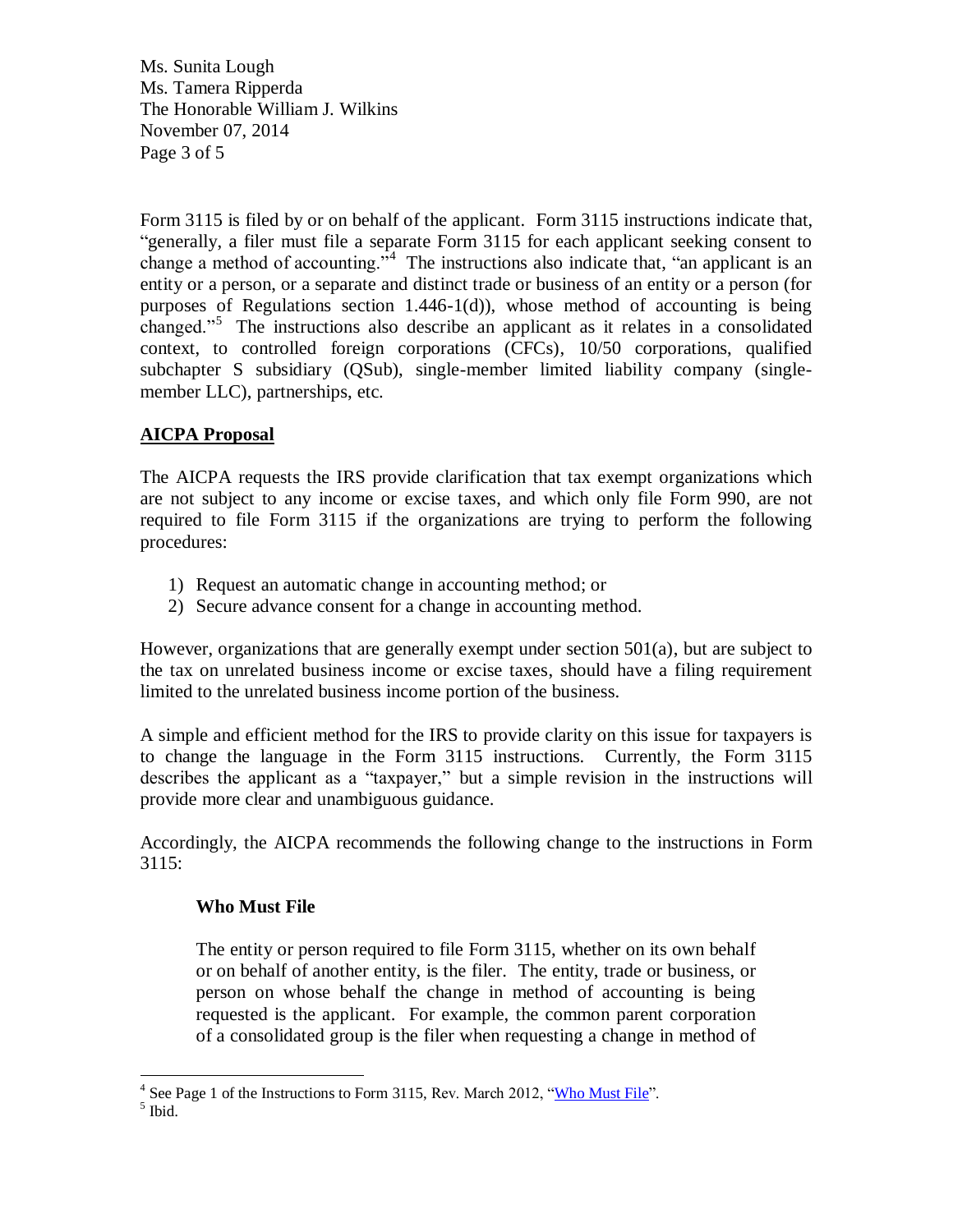Form 3115 is filed by or on behalf of the applicant. Form 3115 instructions indicate that, "generally, a filer must file a separate Form 3115 for each applicant seeking consent to change a method of accounting."[4] The instructions also indicate that, "an applicant is an entity or a person, or a separate and distinct trade or business of an entity or a person (for purposes of Regulations section 1.446-1(d)), whose method of accounting is being changed."[5] The instructions also describe an applicant as it relates in a consolidated context, to controlled foreign corporations (CFCs), 10/50 corporations, qualified subchapter S subsidiary (QSub), single-member limited liability company (single-member LLC), partnerships, etc.

**AICPA Proposal**

The AICPA requests the IRS provide clarification that tax exempt organizations which are not subject to any income or excise taxes, and which only file Form 990, are not required to file Form 3115 if the organizations are trying to perform the following procedures:

1) Request an automatic change in accounting method; or
2) Secure advance consent for a change in accounting method.

However, organizations that are generally exempt under section 501(a), but are subject to the tax on unrelated business income or excise taxes, should have a filing requirement limited to the unrelated business income portion of the business.

A simple and efficient method for the IRS to provide clarity on this issue for taxpayers is to change the language in the Form 3115 instructions. Currently, the Form 3115 describes the applicant as a "taxpayer," but a simple revision in the instructions will provide more clear and unambiguous guidance.

Accordingly, the AICPA recommends the following change to the instructions in Form 3115:

> **Who Must File**
>
> The entity or person required to file Form 3115, whether on its own behalf or on behalf of another entity, is the filer. The entity, trade or business, or person on whose behalf the change in method of accounting is being requested is the applicant. For example, the common parent corporation of a consolidated group is the filer when requesting a change in method of

---

[4] See Page 1 of the Instructions to Form 3115, Rev. March 2012, "Who Must File".

[5] Ibid.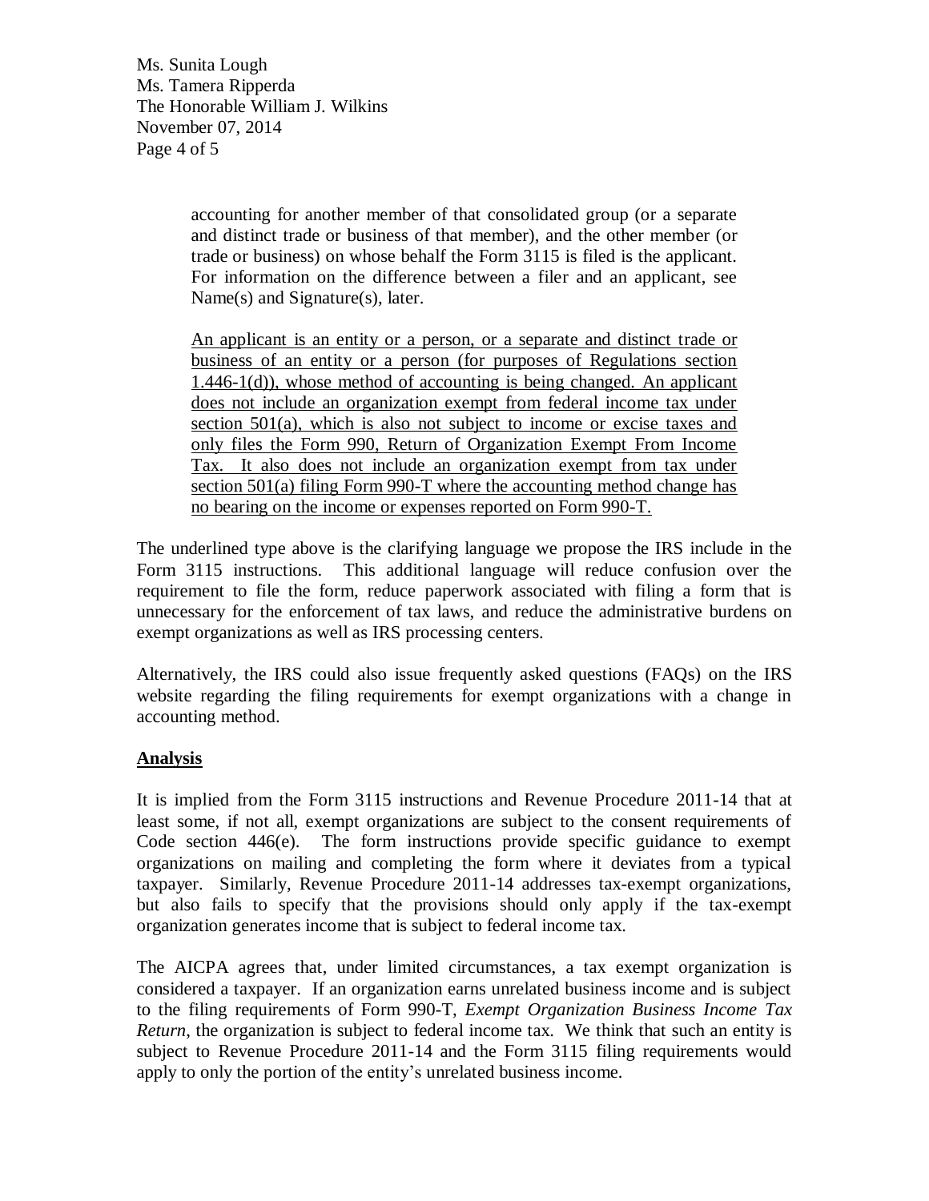> accounting for another member of that consolidated group (or a separate and distinct trade or business of that member), and the other member (or trade or business) on whose behalf the Form 3115 is filed is the applicant. For information on the difference between a filer and an applicant, see Name(s) and Signature(s), later.
>
> <u>An applicant is an entity or a person, or a separate and distinct trade or business of an entity or a person (for purposes of Regulations section 1.446-1(d)), whose method of accounting is being changed. An applicant does not include an organization exempt from federal income tax under section 501(a), which is also not subject to income or excise taxes and only files the Form 990, Return of Organization Exempt From Income Tax. It also does not include an organization exempt from tax under section 501(a) filing Form 990-T where the accounting method change has no bearing on the income or expenses reported on Form 990-T.</u>

The underlined type above is the clarifying language we propose the IRS include in the Form 3115 instructions. This additional language will reduce confusion over the requirement to file the form, reduce paperwork associated with filing a form that is unnecessary for the enforcement of tax laws, and reduce the administrative burdens on exempt organizations as well as IRS processing centers.

Alternatively, the IRS could also issue frequently asked questions (FAQs) on the IRS website regarding the filing requirements for exempt organizations with a change in accounting method.

**<u>Analysis</u>**

It is implied from the Form 3115 instructions and Revenue Procedure 2011-14 that at least some, if not all, exempt organizations are subject to the consent requirements of Code section 446(e). The form instructions provide specific guidance to exempt organizations on mailing and completing the form where it deviates from a typical taxpayer. Similarly, Revenue Procedure 2011-14 addresses tax-exempt organizations, but also fails to specify that the provisions should only apply if the tax-exempt organization generates income that is subject to federal income tax.

The AICPA agrees that, under limited circumstances, a tax exempt organization is considered a taxpayer. If an organization earns unrelated business income and is subject to the filing requirements of Form 990-T, *Exempt Organization Business Income Tax Return*, the organization is subject to federal income tax. We think that such an entity is subject to Revenue Procedure 2011-14 and the Form 3115 filing requirements would apply to only the portion of the entity's unrelated business income.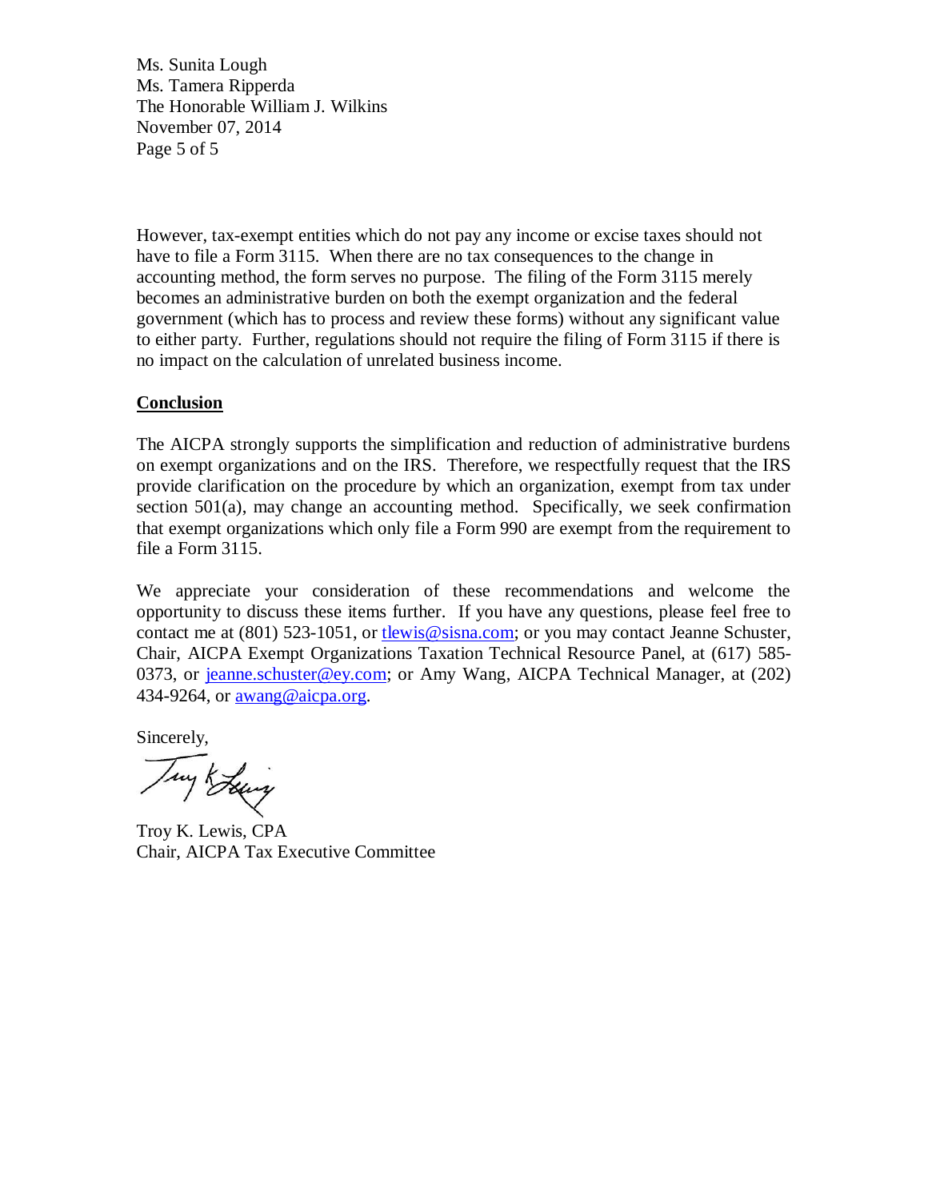However, tax-exempt entities which do not pay any income or excise taxes should not have to file a Form 3115. When there are no tax consequences to the change in accounting method, the form serves no purpose. The filing of the Form 3115 merely becomes an administrative burden on both the exempt organization and the federal government (which has to process and review these forms) without any significant value to either party. Further, regulations should not require the filing of Form 3115 if there is no impact on the calculation of unrelated business income.

## Conclusion

The AICPA strongly supports the simplification and reduction of administrative burdens on exempt organizations and on the IRS. Therefore, we respectfully request that the IRS provide clarification on the procedure by which an organization, exempt from tax under section 501(a), may change an accounting method. Specifically, we seek confirmation that exempt organizations which only file a Form 990 are exempt from the requirement to file a Form 3115.

We appreciate your consideration of these recommendations and welcome the opportunity to discuss these items further. If you have any questions, please feel free to contact me at (801) 523-1051, or tlewis@sisna.com; or you may contact Jeanne Schuster, Chair, AICPA Exempt Organizations Taxation Technical Resource Panel, at (617) 585-0373, or jeanne.schuster@ey.com; or Amy Wang, AICPA Technical Manager, at (202) 434-9264, or awang@aicpa.org.

Sincerely,

Troy K. Lewis, CPA
Chair, AICPA Tax Executive Committee